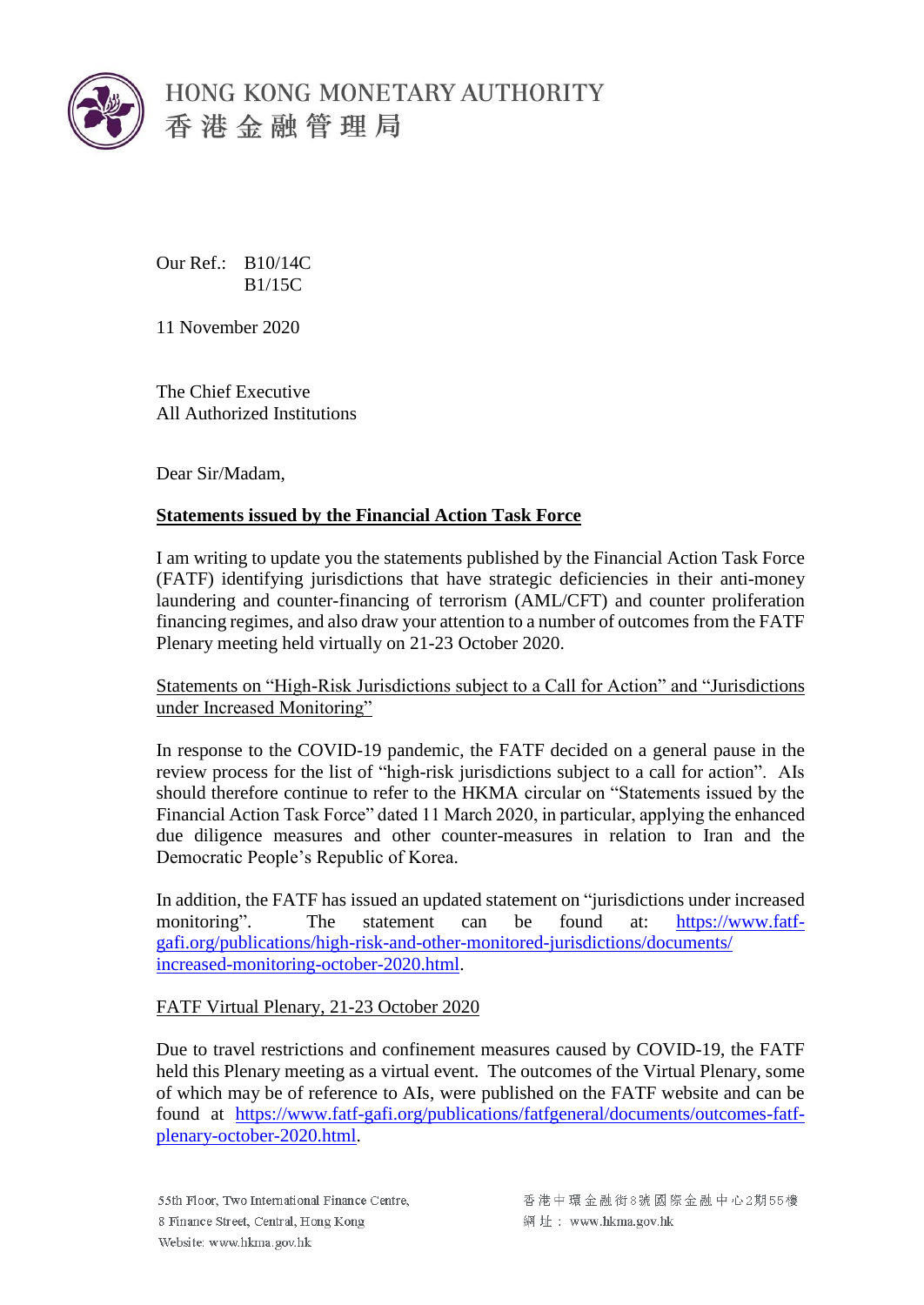HONG KONG MONETARY AUTHORITY
香港金融管理局

Our Ref.: B10/14C
B1/15C

11 November 2020

The Chief Executive
All Authorized Institutions

Dear Sir/Madam,

**Statements issued by the Financial Action Task Force**

I am writing to update you the statements published by the Financial Action Task Force (FATF) identifying jurisdictions that have strategic deficiencies in their anti-money laundering and counter-financing of terrorism (AML/CFT) and counter proliferation financing regimes, and also draw your attention to a number of outcomes from the FATF Plenary meeting held virtually on 21-23 October 2020.

Statements on "High-Risk Jurisdictions subject to a Call for Action" and "Jurisdictions under Increased Monitoring"

In response to the COVID-19 pandemic, the FATF decided on a general pause in the review process for the list of "high-risk jurisdictions subject to a call for action". AIs should therefore continue to refer to the HKMA circular on "Statements issued by the Financial Action Task Force" dated 11 March 2020, in particular, applying the enhanced due diligence measures and other counter-measures in relation to Iran and the Democratic People's Republic of Korea.

In addition, the FATF has issued an updated statement on "jurisdictions under increased monitoring". The statement can be found at: https://www.fatf-gafi.org/publications/high-risk-and-other-monitored-jurisdictions/documents/increased-monitoring-october-2020.html.

FATF Virtual Plenary, 21-23 October 2020

Due to travel restrictions and confinement measures caused by COVID-19, the FATF held this Plenary meeting as a virtual event. The outcomes of the Virtual Plenary, some of which may be of reference to AIs, were published on the FATF website and can be found at https://www.fatf-gafi.org/publications/fatfgeneral/documents/outcomes-fatf-plenary-october-2020.html.

55th Floor, Two International Finance Centre,
8 Finance Street, Central, Hong Kong
Website: www.hkma.gov.hk

香港中環金融街8號國際金融中心2期55樓
網址：www.hkma.gov.hk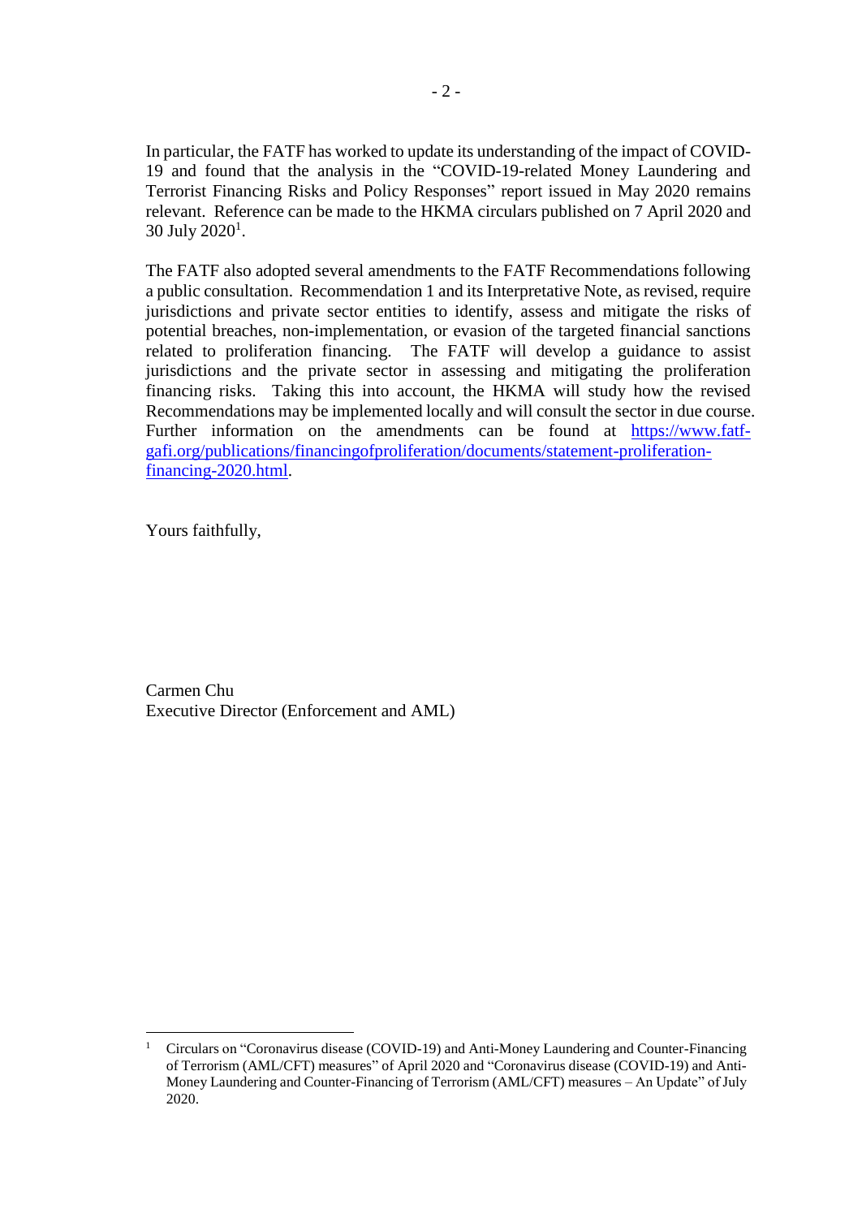In particular, the FATF has worked to update its understanding of the impact of COVID-19 and found that the analysis in the "COVID-19-related Money Laundering and Terrorist Financing Risks and Policy Responses" report issued in May 2020 remains relevant. Reference can be made to the HKMA circulars published on 7 April 2020 and 30 July 2020[1].

The FATF also adopted several amendments to the FATF Recommendations following a public consultation. Recommendation 1 and its Interpretative Note, as revised, require jurisdictions and private sector entities to identify, assess and mitigate the risks of potential breaches, non-implementation, or evasion of the targeted financial sanctions related to proliferation financing. The FATF will develop a guidance to assist jurisdictions and the private sector in assessing and mitigating the proliferation financing risks. Taking this into account, the HKMA will study how the revised Recommendations may be implemented locally and will consult the sector in due course. Further information on the amendments can be found at [https://www.fatf-gafi.org/publications/financingofproliferation/documents/statement-proliferation-financing-2020.html](https://www.fatf-gafi.org/publications/financingofproliferation/documents/statement-proliferation-financing-2020.html).

Yours faithfully,

Carmen Chu
Executive Director (Enforcement and AML)

---

[1] Circulars on "Coronavirus disease (COVID-19) and Anti-Money Laundering and Counter-Financing of Terrorism (AML/CFT) measures" of April 2020 and "Coronavirus disease (COVID-19) and Anti-Money Laundering and Counter-Financing of Terrorism (AML/CFT) measures – An Update" of July 2020.